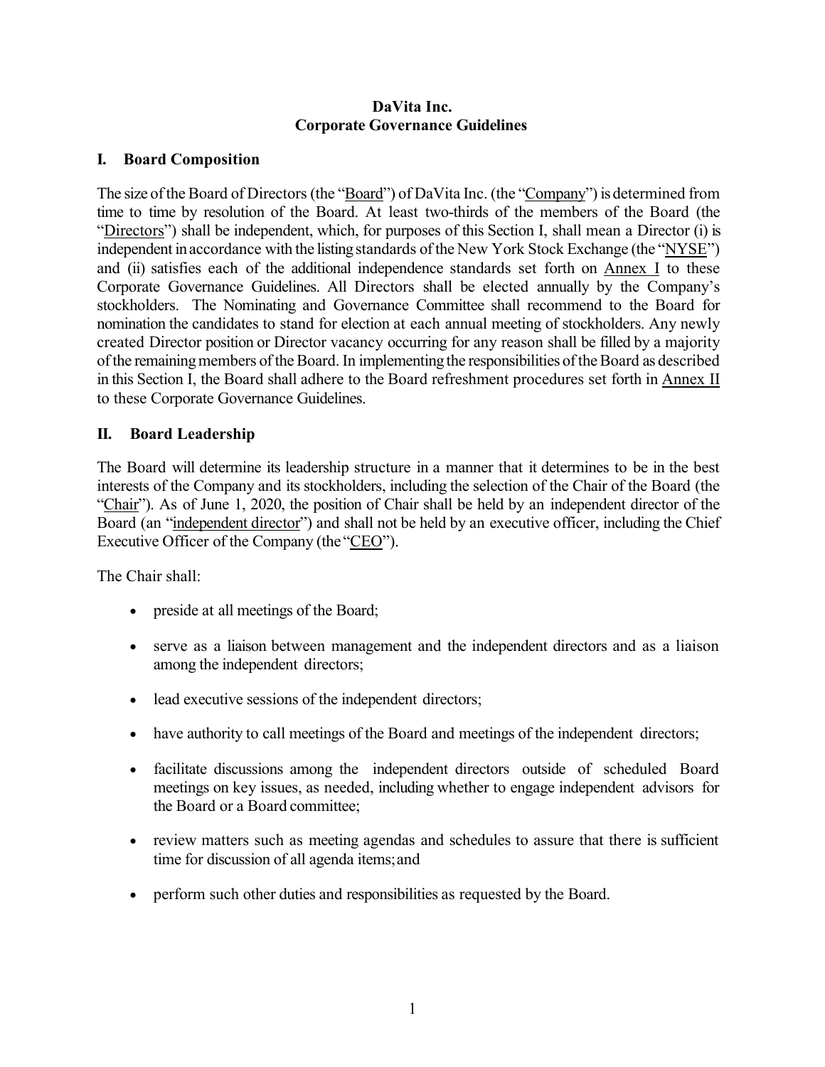# DaVita Inc.
# Corporate Governance Guidelines

## I. Board Composition

The size of the Board of Directors (the "Board") of DaVita Inc. (the "Company") is determined from time to time by resolution of the Board. At least two-thirds of the members of the Board (the "Directors") shall be independent, which, for purposes of this Section I, shall mean a Director (i) is independent in accordance with the listing standards of the New York Stock Exchange (the "NYSE") and (ii) satisfies each of the additional independence standards set forth on Annex I to these Corporate Governance Guidelines. All Directors shall be elected annually by the Company's stockholders. The Nominating and Governance Committee shall recommend to the Board for nomination the candidates to stand for election at each annual meeting of stockholders. Any newly created Director position or Director vacancy occurring for any reason shall be filled by a majority of the remaining members of the Board. In implementing the responsibilities of the Board as described in this Section I, the Board shall adhere to the Board refreshment procedures set forth in Annex II to these Corporate Governance Guidelines.

## II. Board Leadership

The Board will determine its leadership structure in a manner that it determines to be in the best interests of the Company and its stockholders, including the selection of the Chair of the Board (the "Chair"). As of June 1, 2020, the position of Chair shall be held by an independent director of the Board (an "independent director") and shall not be held by an executive officer, including the Chief Executive Officer of the Company (the "CEO").

The Chair shall:

- preside at all meetings of the Board;
- serve as a liaison between management and the independent directors and as a liaison among the independent directors;
- lead executive sessions of the independent directors;
- have authority to call meetings of the Board and meetings of the independent directors;
- facilitate discussions among the independent directors outside of scheduled Board meetings on key issues, as needed, including whether to engage independent advisors for the Board or a Board committee;
- review matters such as meeting agendas and schedules to assure that there is sufficient time for discussion of all agenda items; and
- perform such other duties and responsibilities as requested by the Board.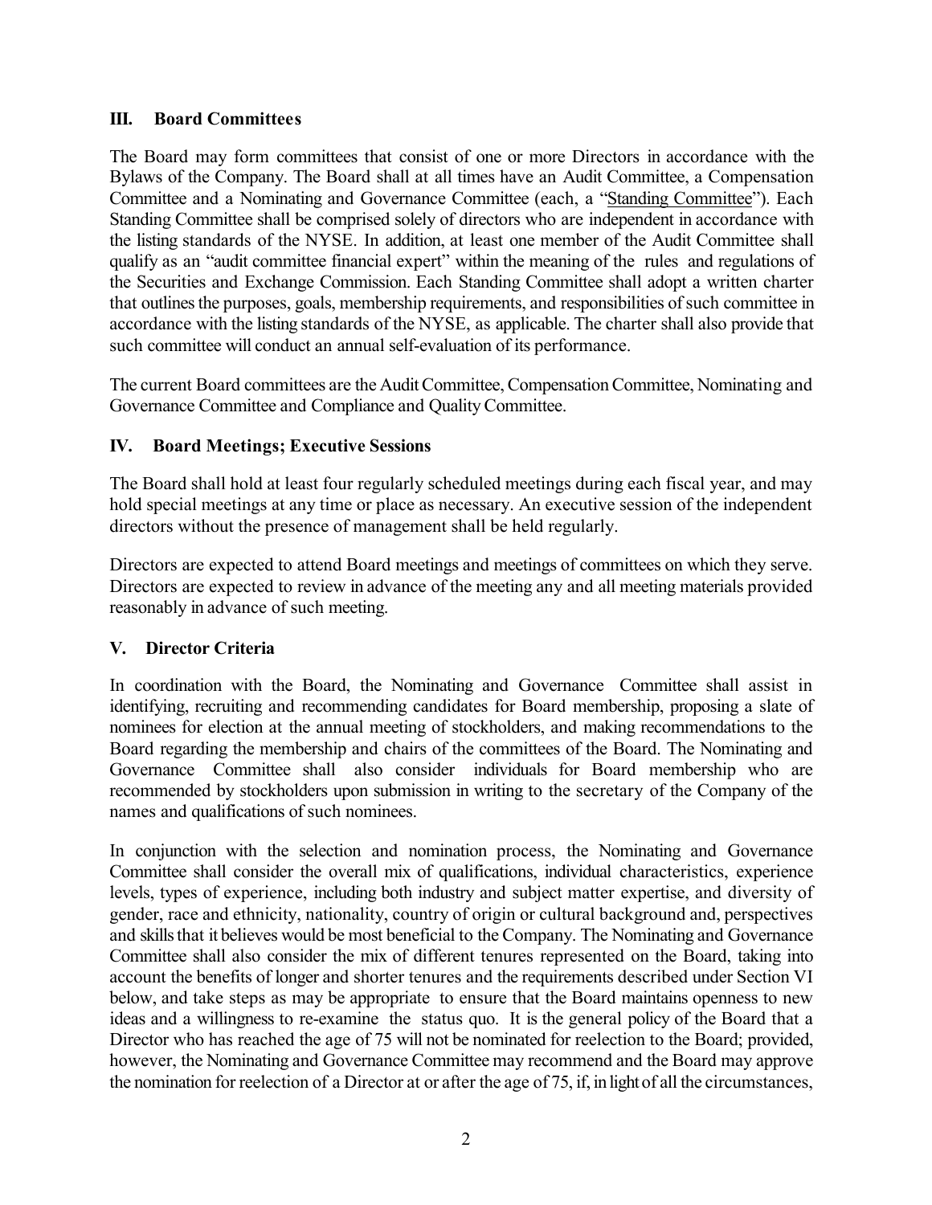## III. Board Committees

The Board may form committees that consist of one or more Directors in accordance with the Bylaws of the Company. The Board shall at all times have an Audit Committee, a Compensation Committee and a Nominating and Governance Committee (each, a "Standing Committee"). Each Standing Committee shall be comprised solely of directors who are independent in accordance with the listing standards of the NYSE. In addition, at least one member of the Audit Committee shall qualify as an "audit committee financial expert" within the meaning of the rules and regulations of the Securities and Exchange Commission. Each Standing Committee shall adopt a written charter that outlines the purposes, goals, membership requirements, and responsibilities of such committee in accordance with the listing standards of the NYSE, as applicable. The charter shall also provide that such committee will conduct an annual self-evaluation of its performance.

The current Board committees are the Audit Committee, Compensation Committee, Nominating and Governance Committee and Compliance and Quality Committee.

## IV. Board Meetings; Executive Sessions

The Board shall hold at least four regularly scheduled meetings during each fiscal year, and may hold special meetings at any time or place as necessary. An executive session of the independent directors without the presence of management shall be held regularly.

Directors are expected to attend Board meetings and meetings of committees on which they serve. Directors are expected to review in advance of the meeting any and all meeting materials provided reasonably in advance of such meeting.

## V. Director Criteria

In coordination with the Board, the Nominating and Governance Committee shall assist in identifying, recruiting and recommending candidates for Board membership, proposing a slate of nominees for election at the annual meeting of stockholders, and making recommendations to the Board regarding the membership and chairs of the committees of the Board. The Nominating and Governance Committee shall also consider individuals for Board membership who are recommended by stockholders upon submission in writing to the secretary of the Company of the names and qualifications of such nominees.

In conjunction with the selection and nomination process, the Nominating and Governance Committee shall consider the overall mix of qualifications, individual characteristics, experience levels, types of experience, including both industry and subject matter expertise, and diversity of gender, race and ethnicity, nationality, country of origin or cultural background and, perspectives and skills that it believes would be most beneficial to the Company. The Nominating and Governance Committee shall also consider the mix of different tenures represented on the Board, taking into account the benefits of longer and shorter tenures and the requirements described under Section VI below, and take steps as may be appropriate to ensure that the Board maintains openness to new ideas and a willingness to re-examine the status quo. It is the general policy of the Board that a Director who has reached the age of 75 will not be nominated for reelection to the Board; provided, however, the Nominating and Governance Committee may recommend and the Board may approve the nomination for reelection of a Director at or after the age of 75, if, in light of all the circumstances,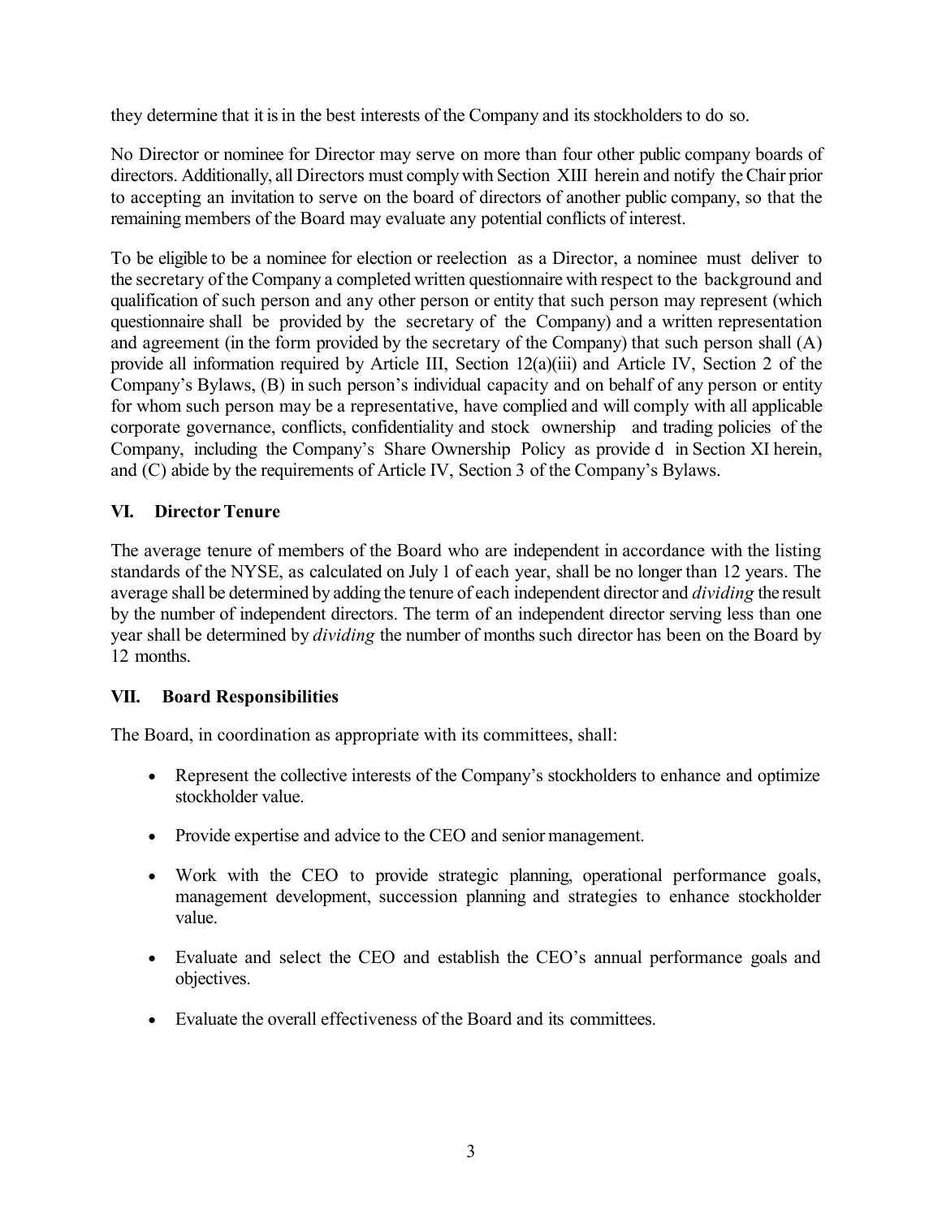they determine that it is in the best interests of the Company and its stockholders to do so.

No Director or nominee for Director may serve on more than four other public company boards of directors. Additionally, all Directors must comply with Section XIII herein and notify the Chair prior to accepting an invitation to serve on the board of directors of another public company, so that the remaining members of the Board may evaluate any potential conflicts of interest.

To be eligible to be a nominee for election or reelection as a Director, a nominee must deliver to the secretary of the Company a completed written questionnaire with respect to the background and qualification of such person and any other person or entity that such person may represent (which questionnaire shall be provided by the secretary of the Company) and a written representation and agreement (in the form provided by the secretary of the Company) that such person shall (A) provide all information required by Article III, Section 12(a)(iii) and Article IV, Section 2 of the Company's Bylaws, (B) in such person's individual capacity and on behalf of any person or entity for whom such person may be a representative, have complied and will comply with all applicable corporate governance, conflicts, confidentiality and stock ownership and trading policies of the Company, including the Company's Share Ownership Policy as provide d in Section XI herein, and (C) abide by the requirements of Article IV, Section 3 of the Company's Bylaws.

## VI. Director Tenure

The average tenure of members of the Board who are independent in accordance with the listing standards of the NYSE, as calculated on July 1 of each year, shall be no longer than 12 years. The average shall be determined by adding the tenure of each independent director and *dividing* the result by the number of independent directors. The term of an independent director serving less than one year shall be determined by *dividing* the number of months such director has been on the Board by 12 months.

## VII. Board Responsibilities

The Board, in coordination as appropriate with its committees, shall:

- Represent the collective interests of the Company's stockholders to enhance and optimize stockholder value.
- Provide expertise and advice to the CEO and senior management.
- Work with the CEO to provide strategic planning, operational performance goals, management development, succession planning and strategies to enhance stockholder value.
- Evaluate and select the CEO and establish the CEO's annual performance goals and objectives.
- Evaluate the overall effectiveness of the Board and its committees.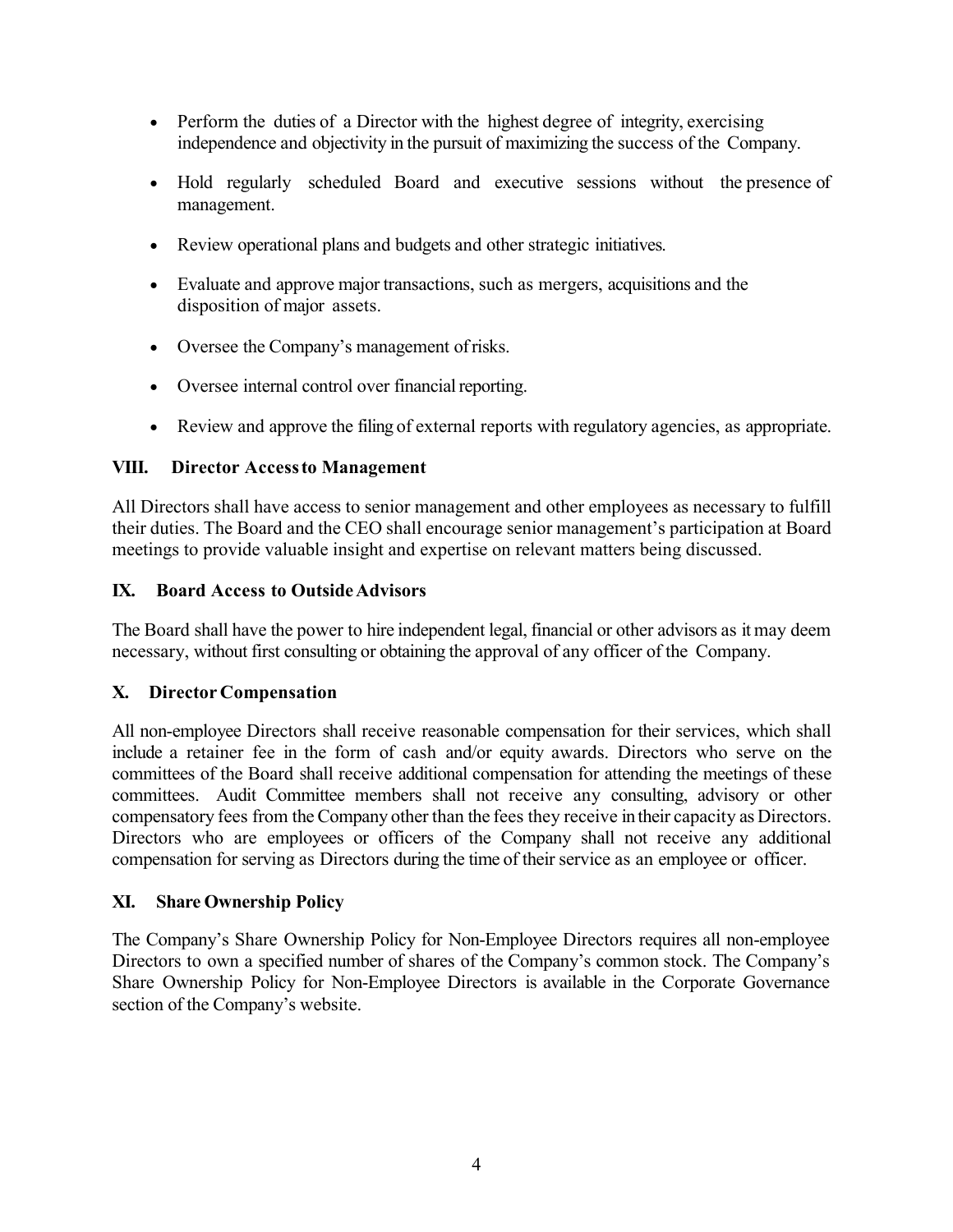- Perform the duties of a Director with the highest degree of integrity, exercising independence and objectivity in the pursuit of maximizing the success of the Company.
- Hold regularly scheduled Board and executive sessions without the presence of management.
- Review operational plans and budgets and other strategic initiatives.
- Evaluate and approve major transactions, such as mergers, acquisitions and the disposition of major assets.
- Oversee the Company's management of risks.
- Oversee internal control over financial reporting.
- Review and approve the filing of external reports with regulatory agencies, as appropriate.

## VIII. Director Access to Management

All Directors shall have access to senior management and other employees as necessary to fulfill their duties. The Board and the CEO shall encourage senior management's participation at Board meetings to provide valuable insight and expertise on relevant matters being discussed.

## IX. Board Access to Outside Advisors

The Board shall have the power to hire independent legal, financial or other advisors as it may deem necessary, without first consulting or obtaining the approval of any officer of the Company.

## X. Director Compensation

All non-employee Directors shall receive reasonable compensation for their services, which shall include a retainer fee in the form of cash and/or equity awards. Directors who serve on the committees of the Board shall receive additional compensation for attending the meetings of these committees. Audit Committee members shall not receive any consulting, advisory or other compensatory fees from the Company other than the fees they receive in their capacity as Directors. Directors who are employees or officers of the Company shall not receive any additional compensation for serving as Directors during the time of their service as an employee or officer.

## XI. Share Ownership Policy

The Company's Share Ownership Policy for Non-Employee Directors requires all non-employee Directors to own a specified number of shares of the Company's common stock. The Company's Share Ownership Policy for Non-Employee Directors is available in the Corporate Governance section of the Company's website.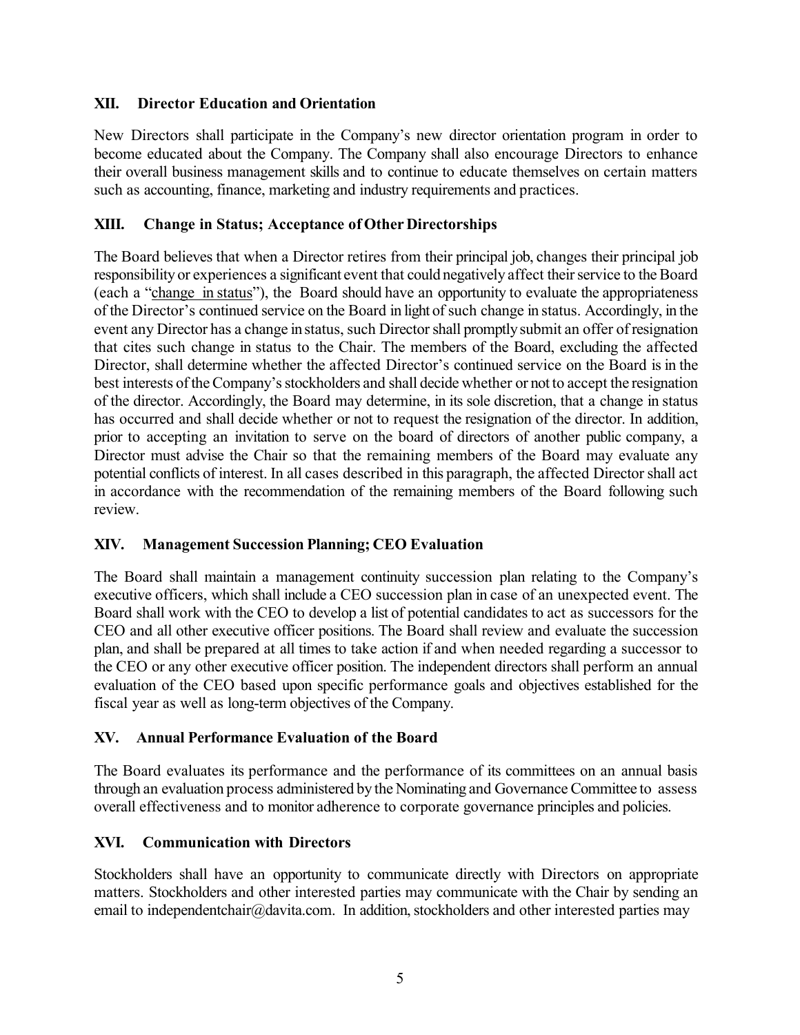## XII. Director Education and Orientation

New Directors shall participate in the Company's new director orientation program in order to become educated about the Company. The Company shall also encourage Directors to enhance their overall business management skills and to continue to educate themselves on certain matters such as accounting, finance, marketing and industry requirements and practices.

## XIII. Change in Status; Acceptance of Other Directorships

The Board believes that when a Director retires from their principal job, changes their principal job responsibility or experiences a significant event that could negatively affect their service to the Board (each a "change in status"), the Board should have an opportunity to evaluate the appropriateness of the Director's continued service on the Board in light of such change in status. Accordingly, in the event any Director has a change in status, such Director shall promptly submit an offer of resignation that cites such change in status to the Chair. The members of the Board, excluding the affected Director, shall determine whether the affected Director's continued service on the Board is in the best interests of the Company's stockholders and shall decide whether or not to accept the resignation of the director. Accordingly, the Board may determine, in its sole discretion, that a change in status has occurred and shall decide whether or not to request the resignation of the director. In addition, prior to accepting an invitation to serve on the board of directors of another public company, a Director must advise the Chair so that the remaining members of the Board may evaluate any potential conflicts of interest. In all cases described in this paragraph, the affected Director shall act in accordance with the recommendation of the remaining members of the Board following such review.

## XIV. Management Succession Planning; CEO Evaluation

The Board shall maintain a management continuity succession plan relating to the Company's executive officers, which shall include a CEO succession plan in case of an unexpected event. The Board shall work with the CEO to develop a list of potential candidates to act as successors for the CEO and all other executive officer positions. The Board shall review and evaluate the succession plan, and shall be prepared at all times to take action if and when needed regarding a successor to the CEO or any other executive officer position. The independent directors shall perform an annual evaluation of the CEO based upon specific performance goals and objectives established for the fiscal year as well as long-term objectives of the Company.

## XV. Annual Performance Evaluation of the Board

The Board evaluates its performance and the performance of its committees on an annual basis through an evaluation process administered by the Nominating and Governance Committee to assess overall effectiveness and to monitor adherence to corporate governance principles and policies.

## XVI. Communication with Directors

Stockholders shall have an opportunity to communicate directly with Directors on appropriate matters. Stockholders and other interested parties may communicate with the Chair by sending an email to independentchair@davita.com. In addition, stockholders and other interested parties may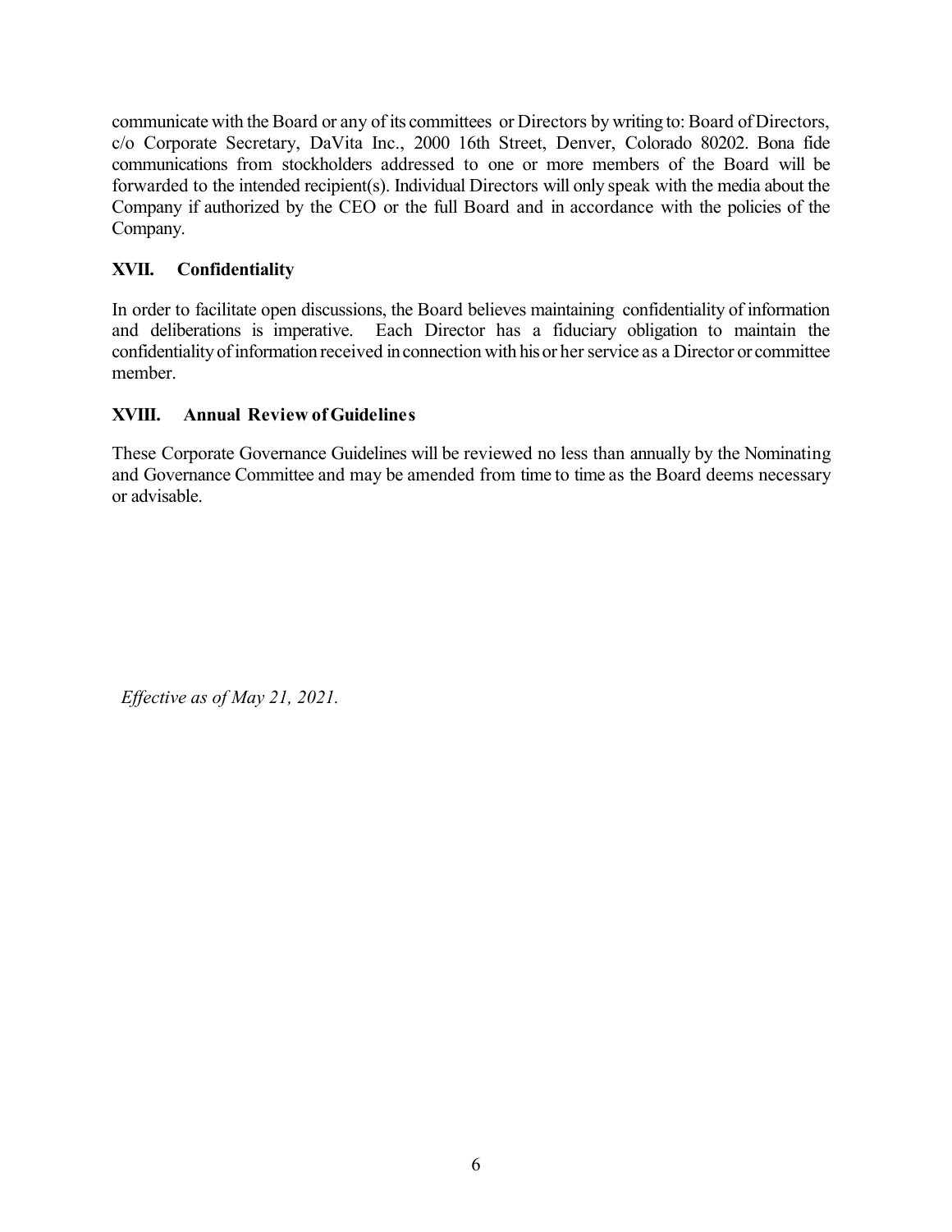communicate with the Board or any of its committees or Directors by writing to: Board of Directors, c/o Corporate Secretary, DaVita Inc., 2000 16th Street, Denver, Colorado 80202. Bona fide communications from stockholders addressed to one or more members of the Board will be forwarded to the intended recipient(s). Individual Directors will only speak with the media about the Company if authorized by the CEO or the full Board and in accordance with the policies of the Company.

## XVII. Confidentiality

In order to facilitate open discussions, the Board believes maintaining confidentiality of information and deliberations is imperative. Each Director has a fiduciary obligation to maintain the confidentiality of information received in connection with his or her service as a Director or committee member.

## XVIII. Annual Review of Guidelines

These Corporate Governance Guidelines will be reviewed no less than annually by the Nominating and Governance Committee and may be amended from time to time as the Board deems necessary or advisable.

*Effective as of May 21, 2021.*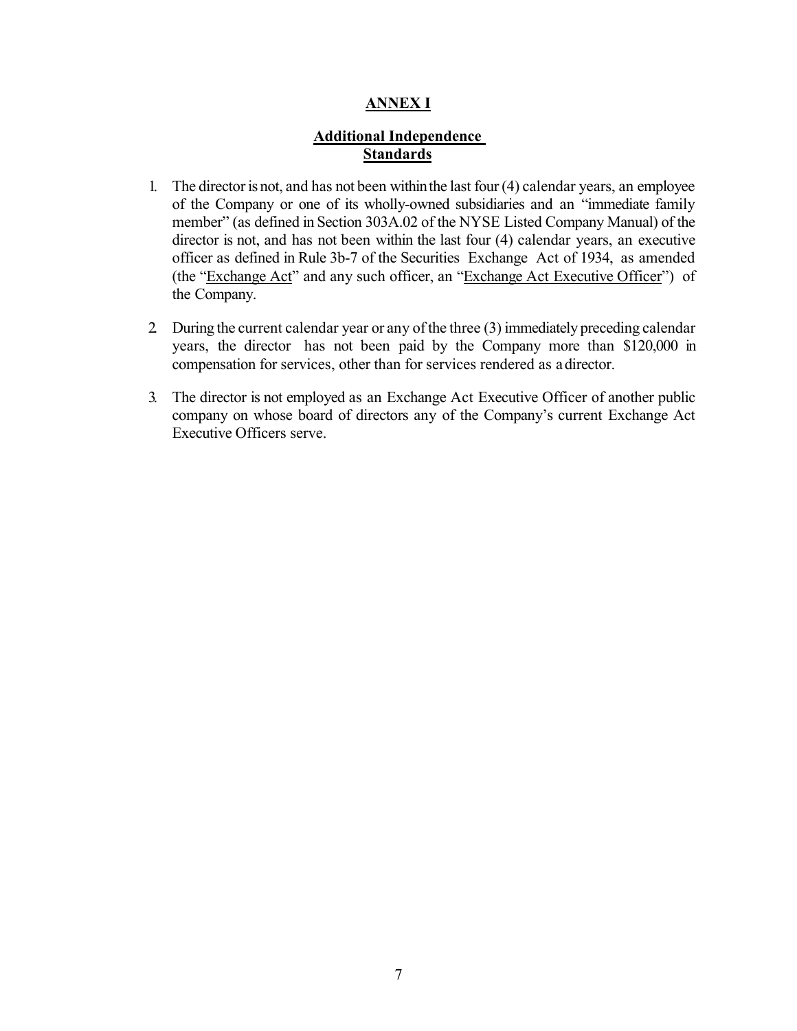## ANNEX I

### Additional Independence Standards

1. The director is not, and has not been within the last four (4) calendar years, an employee of the Company or one of its wholly-owned subsidiaries and an "immediate family member" (as defined in Section 303A.02 of the NYSE Listed Company Manual) of the director is not, and has not been within the last four (4) calendar years, an executive officer as defined in Rule 3b-7 of the Securities Exchange Act of 1934, as amended (the "Exchange Act" and any such officer, an "Exchange Act Executive Officer") of the Company.

2. During the current calendar year or any of the three (3) immediately preceding calendar years, the director has not been paid by the Company more than $120,000 in compensation for services, other than for services rendered as a director.

3. The director is not employed as an Exchange Act Executive Officer of another public company on whose board of directors any of the Company's current Exchange Act Executive Officers serve.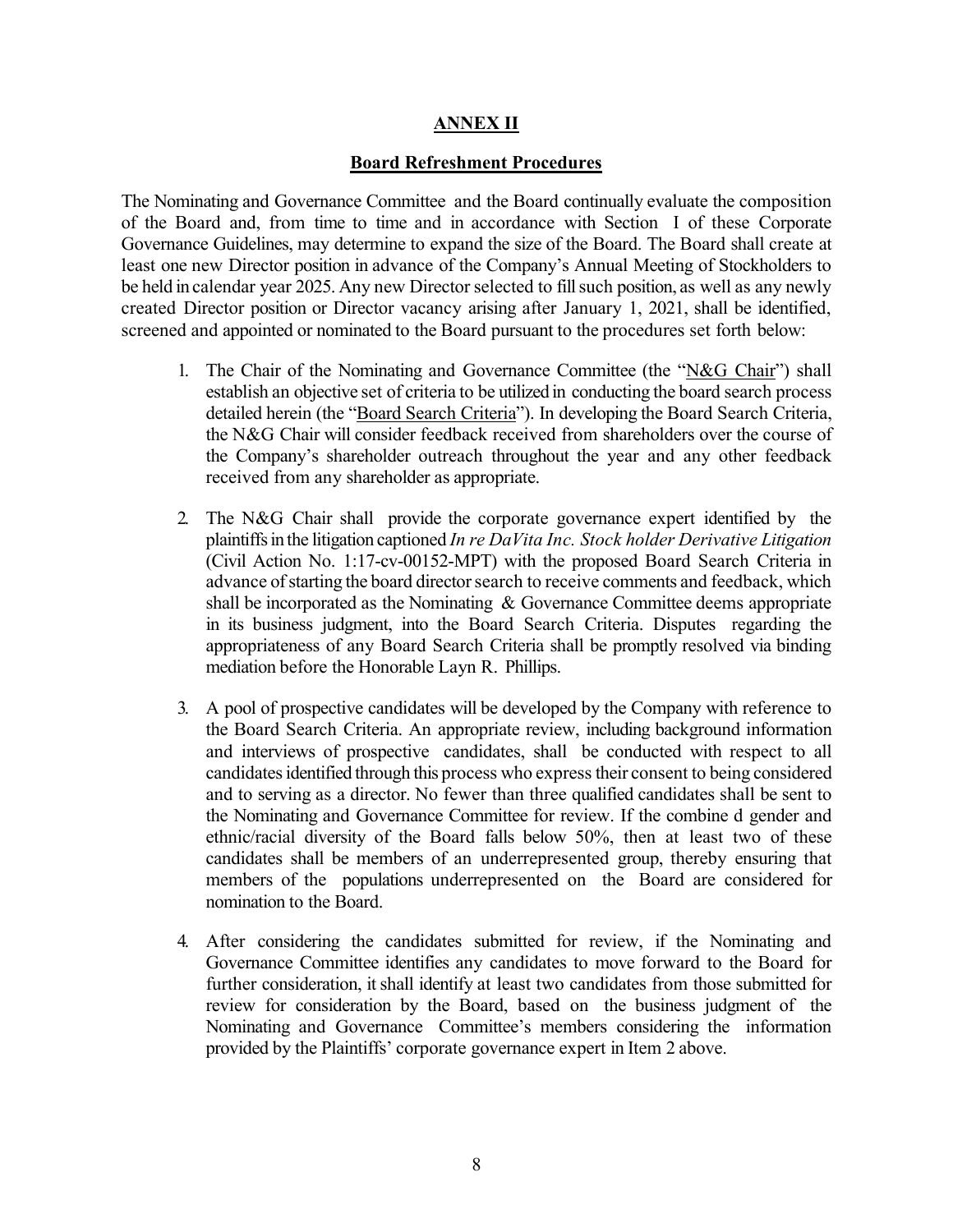## ANNEX II

### Board Refreshment Procedures

The Nominating and Governance Committee and the Board continually evaluate the composition of the Board and, from time to time and in accordance with Section I of these Corporate Governance Guidelines, may determine to expand the size of the Board. The Board shall create at least one new Director position in advance of the Company's Annual Meeting of Stockholders to be held in calendar year 2025. Any new Director selected to fill such position, as well as any newly created Director position or Director vacancy arising after January 1, 2021, shall be identified, screened and appointed or nominated to the Board pursuant to the procedures set forth below:

1. The Chair of the Nominating and Governance Committee (the "N&G Chair") shall establish an objective set of criteria to be utilized in conducting the board search process detailed herein (the "Board Search Criteria"). In developing the Board Search Criteria, the N&G Chair will consider feedback received from shareholders over the course of the Company's shareholder outreach throughout the year and any other feedback received from any shareholder as appropriate.

2. The N&G Chair shall provide the corporate governance expert identified by the plaintiffs in the litigation captioned *In re DaVita Inc. Stock holder Derivative Litigation* (Civil Action No. 1:17-cv-00152-MPT) with the proposed Board Search Criteria in advance of starting the board director search to receive comments and feedback, which shall be incorporated as the Nominating & Governance Committee deems appropriate in its business judgment, into the Board Search Criteria. Disputes regarding the appropriateness of any Board Search Criteria shall be promptly resolved via binding mediation before the Honorable Layn R. Phillips.

3. A pool of prospective candidates will be developed by the Company with reference to the Board Search Criteria. An appropriate review, including background information and interviews of prospective candidates, shall be conducted with respect to all candidates identified through this process who express their consent to being considered and to serving as a director. No fewer than three qualified candidates shall be sent to the Nominating and Governance Committee for review. If the combine d gender and ethnic/racial diversity of the Board falls below 50%, then at least two of these candidates shall be members of an underrepresented group, thereby ensuring that members of the populations underrepresented on the Board are considered for nomination to the Board.

4. After considering the candidates submitted for review, if the Nominating and Governance Committee identifies any candidates to move forward to the Board for further consideration, it shall identify at least two candidates from those submitted for review for consideration by the Board, based on the business judgment of the Nominating and Governance Committee's members considering the information provided by the Plaintiffs' corporate governance expert in Item 2 above.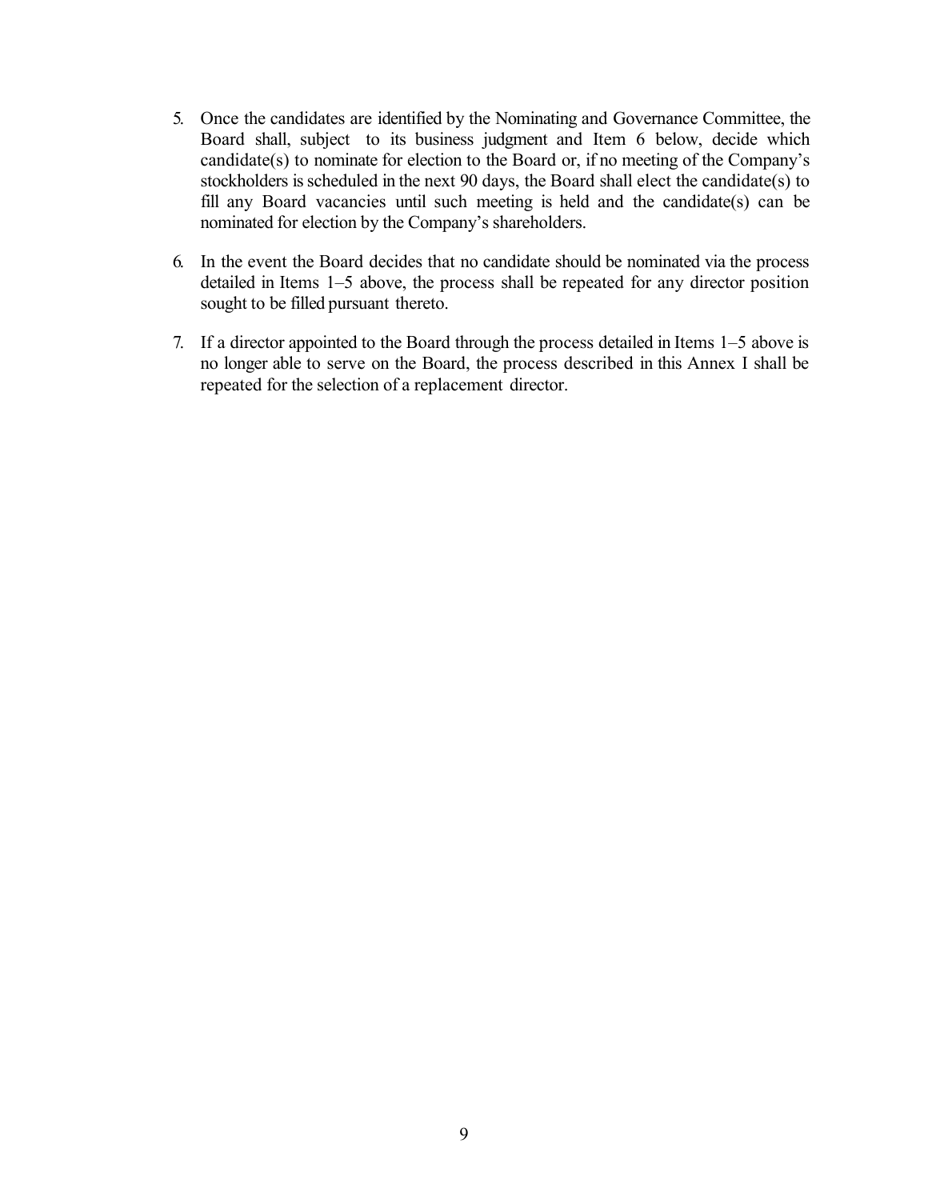5. Once the candidates are identified by the Nominating and Governance Committee, the Board shall, subject to its business judgment and Item 6 below, decide which candidate(s) to nominate for election to the Board or, if no meeting of the Company's stockholders is scheduled in the next 90 days, the Board shall elect the candidate(s) to fill any Board vacancies until such meeting is held and the candidate(s) can be nominated for election by the Company's shareholders.

6. In the event the Board decides that no candidate should be nominated via the process detailed in Items 1–5 above, the process shall be repeated for any director position sought to be filled pursuant thereto.

7. If a director appointed to the Board through the process detailed in Items 1–5 above is no longer able to serve on the Board, the process described in this Annex I shall be repeated for the selection of a replacement director.